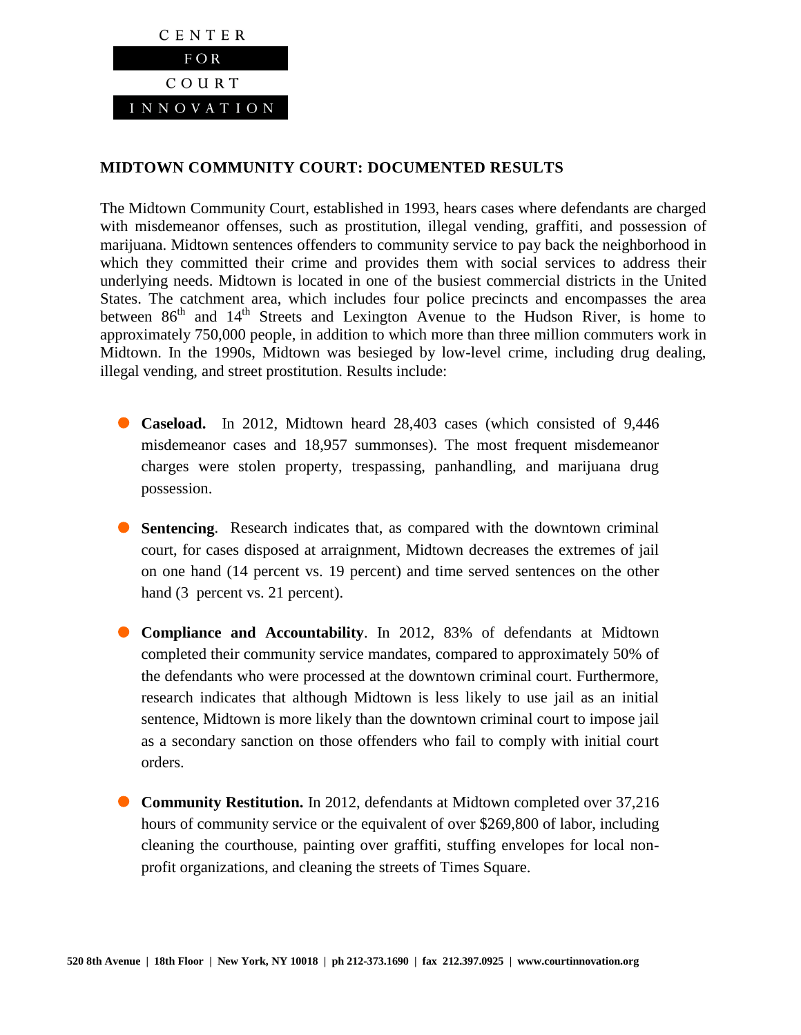CENTER FOR COURT INNOVATION

## MIDTOWN COMMUNITY COURT: DOCUMENTED RESULTS

The Midtown Community Court, established in 1993, hears cases where defendants are charged with misdemeanor offenses, such as prostitution, illegal vending, graffiti, and possession of marijuana. Midtown sentences offenders to community service to pay back the neighborhood in which they committed their crime and provides them with social services to address their underlying needs. Midtown is located in one of the busiest commercial districts in the United States. The catchment area, which includes four police precincts and encompasses the area between 86th and 14th Streets and Lexington Avenue to the Hudson River, is home to approximately 750,000 people, in addition to which more than three million commuters work in Midtown. In the 1990s, Midtown was besieged by low-level crime, including drug dealing, illegal vending, and street prostitution. Results include:

- **Caseload.** In 2012, Midtown heard 28,403 cases (which consisted of 9,446 misdemeanor cases and 18,957 summonses). The most frequent misdemeanor charges were stolen property, trespassing, panhandling, and marijuana drug possession.

- **Sentencing**. Research indicates that, as compared with the downtown criminal court, for cases disposed at arraignment, Midtown decreases the extremes of jail on one hand (14 percent vs. 19 percent) and time served sentences on the other hand (3 percent vs. 21 percent).

- **Compliance and Accountability**. In 2012, 83% of defendants at Midtown completed their community service mandates, compared to approximately 50% of the defendants who were processed at the downtown criminal court. Furthermore, research indicates that although Midtown is less likely to use jail as an initial sentence, Midtown is more likely than the downtown criminal court to impose jail as a secondary sanction on those offenders who fail to comply with initial court orders.

- **Community Restitution.** In 2012, defendants at Midtown completed over 37,216 hours of community service or the equivalent of over $269,800 of labor, including cleaning the courthouse, painting over graffiti, stuffing envelopes for local non-profit organizations, and cleaning the streets of Times Square.

520 8th Avenue | 18th Floor | New York, NY 10018 | ph 212-373.1690 | fax 212.397.0925 | www.courtinnovation.org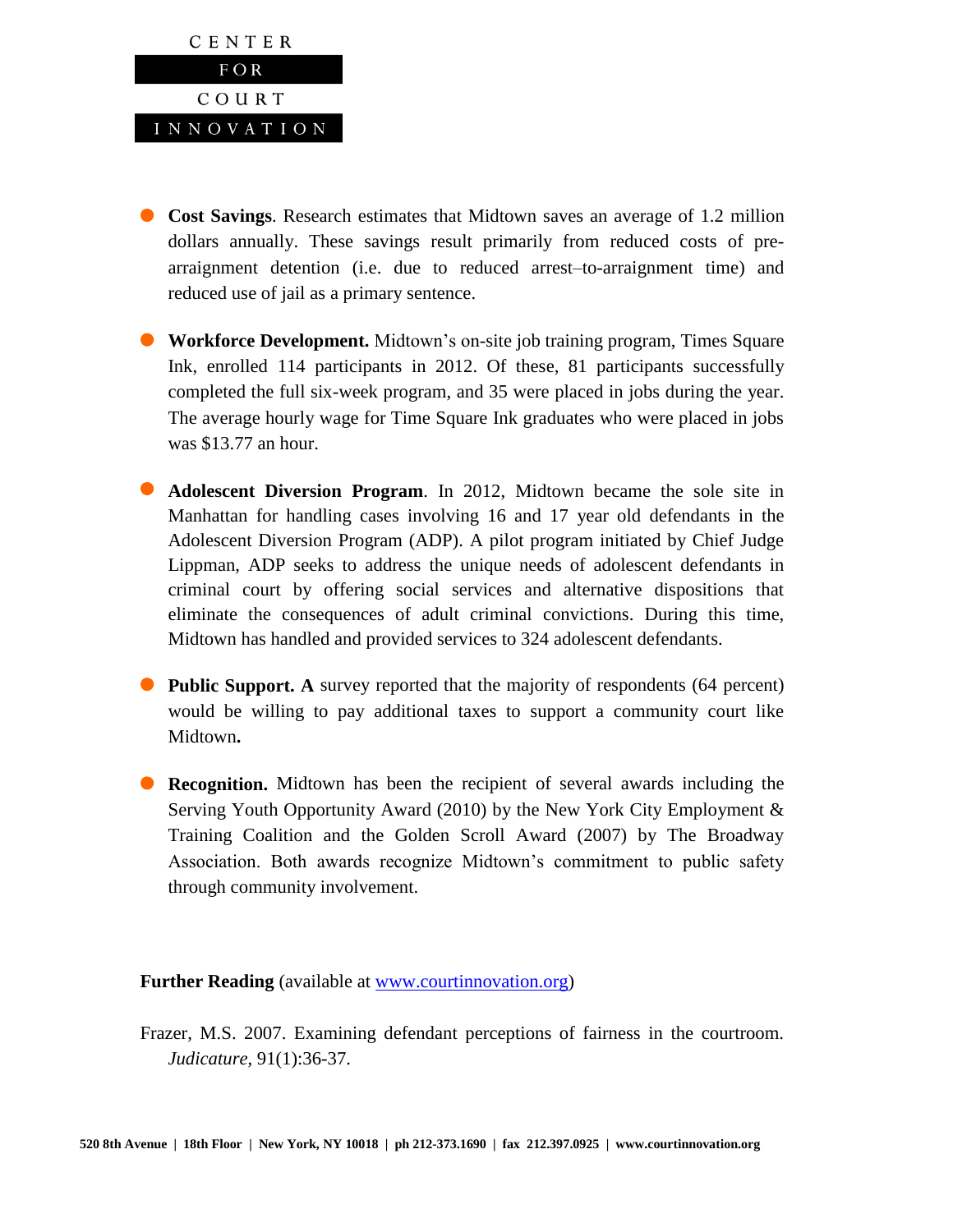- **Cost Savings**. Research estimates that Midtown saves an average of 1.2 million dollars annually. These savings result primarily from reduced costs of pre-arraignment detention (i.e. due to reduced arrest–to-arraignment time) and reduced use of jail as a primary sentence.

- **Workforce Development.** Midtown's on-site job training program, Times Square Ink, enrolled 114 participants in 2012. Of these, 81 participants successfully completed the full six-week program, and 35 were placed in jobs during the year. The average hourly wage for Time Square Ink graduates who were placed in jobs was $13.77 an hour.

- **Adolescent Diversion Program**. In 2012, Midtown became the sole site in Manhattan for handling cases involving 16 and 17 year old defendants in the Adolescent Diversion Program (ADP). A pilot program initiated by Chief Judge Lippman, ADP seeks to address the unique needs of adolescent defendants in criminal court by offering social services and alternative dispositions that eliminate the consequences of adult criminal convictions. During this time, Midtown has handled and provided services to 324 adolescent defendants.

- **Public Support. A** survey reported that the majority of respondents (64 percent) would be willing to pay additional taxes to support a community court like Midtown**.**

- **Recognition.** Midtown has been the recipient of several awards including the Serving Youth Opportunity Award (2010) by the New York City Employment & Training Coalition and the Golden Scroll Award (2007) by The Broadway Association. Both awards recognize Midtown's commitment to public safety through community involvement.

**Further Reading** (available at www.courtinnovation.org)

Frazer, M.S. 2007. Examining defendant perceptions of fairness in the courtroom. *Judicature*, 91(1):36-37.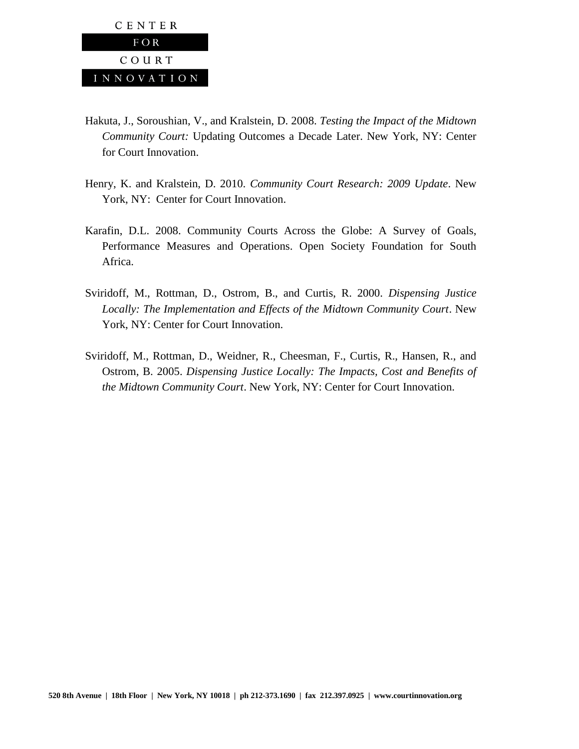Hakuta, J., Soroushian, V., and Kralstein, D. 2008. *Testing the Impact of the Midtown Community Court:* Updating Outcomes a Decade Later. New York, NY: Center for Court Innovation.

Henry, K. and Kralstein, D. 2010. *Community Court Research: 2009 Update*. New York, NY: Center for Court Innovation.

Karafin, D.L. 2008. Community Courts Across the Globe: A Survey of Goals, Performance Measures and Operations. Open Society Foundation for South Africa.

Sviridoff, M., Rottman, D., Ostrom, B., and Curtis, R. 2000. *Dispensing Justice Locally: The Implementation and Effects of the Midtown Community Court*. New York, NY: Center for Court Innovation.

Sviridoff, M., Rottman, D., Weidner, R., Cheesman, F., Curtis, R., Hansen, R., and Ostrom, B. 2005. *Dispensing Justice Locally: The Impacts, Cost and Benefits of the Midtown Community Court*. New York, NY: Center for Court Innovation.